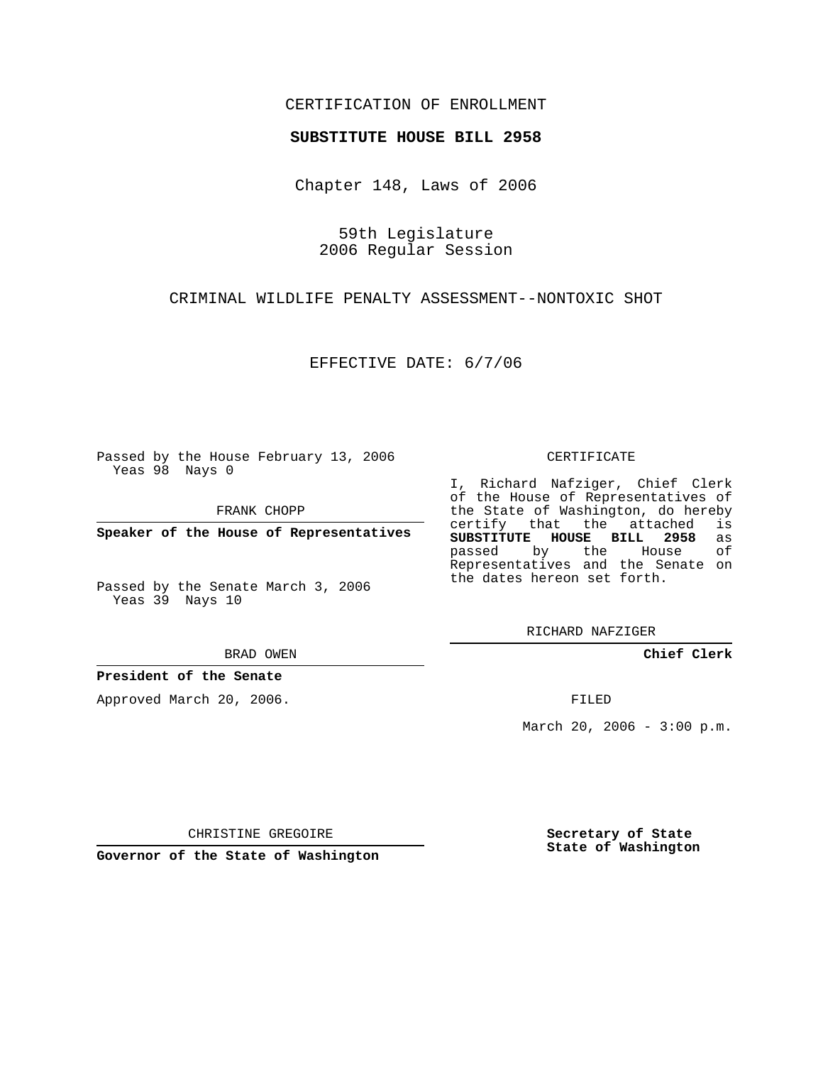CERTIFICATION OF ENROLLMENT

**SUBSTITUTE HOUSE BILL 2958**

Chapter 148, Laws of 2006

59th Legislature
2006 Regular Session

CRIMINAL WILDLIFE PENALTY ASSESSMENT--NONTOXIC SHOT

EFFECTIVE DATE: 6/7/06

Passed by the House February 13, 2006
Yeas 98 Nays 0

FRANK CHOPP

**Speaker of the House of Representatives**

Passed by the Senate March 3, 2006
Yeas 39 Nays 10

BRAD OWEN

**President of the Senate**

Approved March 20, 2006.

CHRISTINE GREGOIRE

**Governor of the State of Washington**

CERTIFICATE

I, Richard Nafziger, Chief Clerk of the House of Representatives of the State of Washington, do hereby certify that the attached is **SUBSTITUTE HOUSE BILL 2958** as passed by the House of Representatives and the Senate on the dates hereon set forth.

RICHARD NAFZIGER

**Chief Clerk**

FILED

March 20, 2006 - 3:00 p.m.

**Secretary of State**
**State of Washington**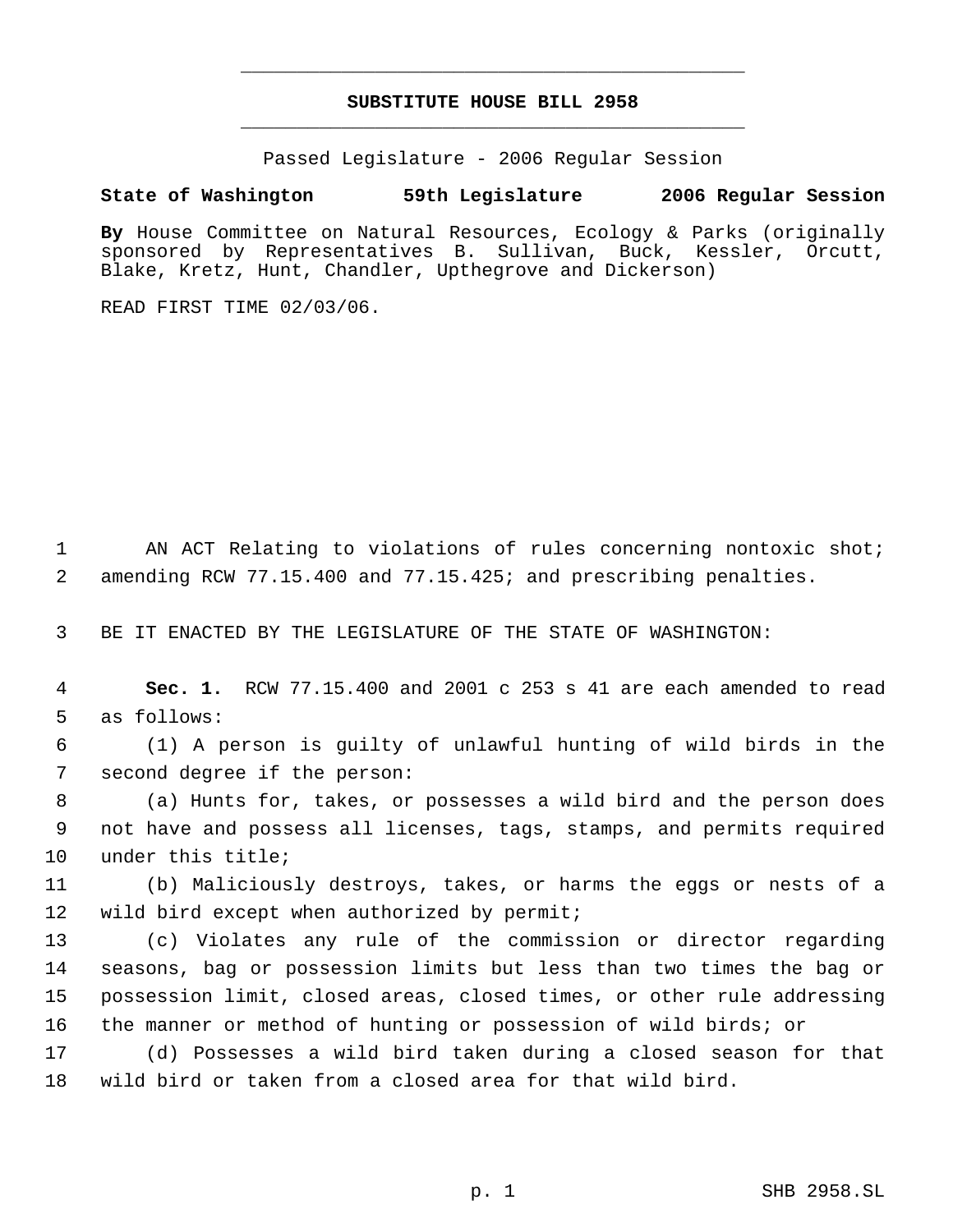# SUBSTITUTE HOUSE BILL 2958

Passed Legislature - 2006 Regular Session

**State of Washington 59th Legislature 2006 Regular Session**

**By** House Committee on Natural Resources, Ecology & Parks (originally sponsored by Representatives B. Sullivan, Buck, Kessler, Orcutt, Blake, Kretz, Hunt, Chandler, Upthegrove and Dickerson)

READ FIRST TIME 02/03/06.

1 AN ACT Relating to violations of rules concerning nontoxic shot; 2 amending RCW 77.15.400 and 77.15.425; and prescribing penalties.

3 BE IT ENACTED BY THE LEGISLATURE OF THE STATE OF WASHINGTON:

4 **Sec. 1.** RCW 77.15.400 and 2001 c 253 s 41 are each amended to read 5 as follows:

6 (1) A person is guilty of unlawful hunting of wild birds in the 7 second degree if the person:

8 (a) Hunts for, takes, or possesses a wild bird and the person does 9 not have and possess all licenses, tags, stamps, and permits required 10 under this title;

11 (b) Maliciously destroys, takes, or harms the eggs or nests of a 12 wild bird except when authorized by permit;

13 (c) Violates any rule of the commission or director regarding 14 seasons, bag or possession limits but less than two times the bag or 15 possession limit, closed areas, closed times, or other rule addressing 16 the manner or method of hunting or possession of wild birds; or

17 (d) Possesses a wild bird taken during a closed season for that 18 wild bird or taken from a closed area for that wild bird.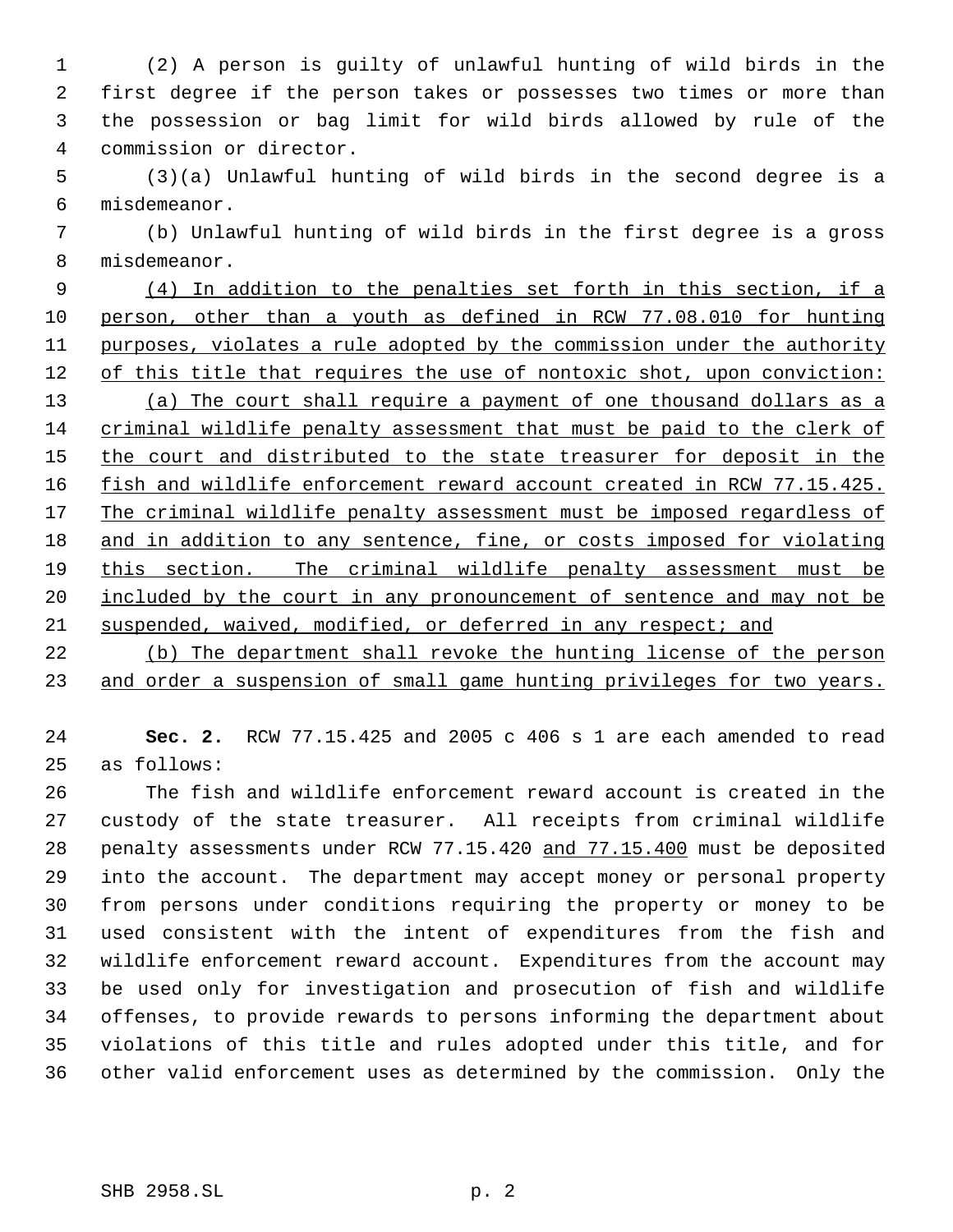(2) A person is guilty of unlawful hunting of wild birds in the first degree if the person takes or possesses two times or more than the possession or bag limit for wild birds allowed by rule of the commission or director.

(3)(a) Unlawful hunting of wild birds in the second degree is a misdemeanor.

(b) Unlawful hunting of wild birds in the first degree is a gross misdemeanor.

(4) In addition to the penalties set forth in this section, if a person, other than a youth as defined in RCW 77.08.010 for hunting purposes, violates a rule adopted by the commission under the authority of this title that requires the use of nontoxic shot, upon conviction:

(a) The court shall require a payment of one thousand dollars as a criminal wildlife penalty assessment that must be paid to the clerk of the court and distributed to the state treasurer for deposit in the fish and wildlife enforcement reward account created in RCW 77.15.425. The criminal wildlife penalty assessment must be imposed regardless of and in addition to any sentence, fine, or costs imposed for violating this section. The criminal wildlife penalty assessment must be included by the court in any pronouncement of sentence and may not be suspended, waived, modified, or deferred in any respect; and

(b) The department shall revoke the hunting license of the person and order a suspension of small game hunting privileges for two years.

**Sec. 2.** RCW 77.15.425 and 2005 c 406 s 1 are each amended to read as follows:

The fish and wildlife enforcement reward account is created in the custody of the state treasurer. All receipts from criminal wildlife penalty assessments under RCW 77.15.420 and 77.15.400 must be deposited into the account. The department may accept money or personal property from persons under conditions requiring the property or money to be used consistent with the intent of expenditures from the fish and wildlife enforcement reward account. Expenditures from the account may be used only for investigation and prosecution of fish and wildlife offenses, to provide rewards to persons informing the department about violations of this title and rules adopted under this title, and for other valid enforcement uses as determined by the commission. Only the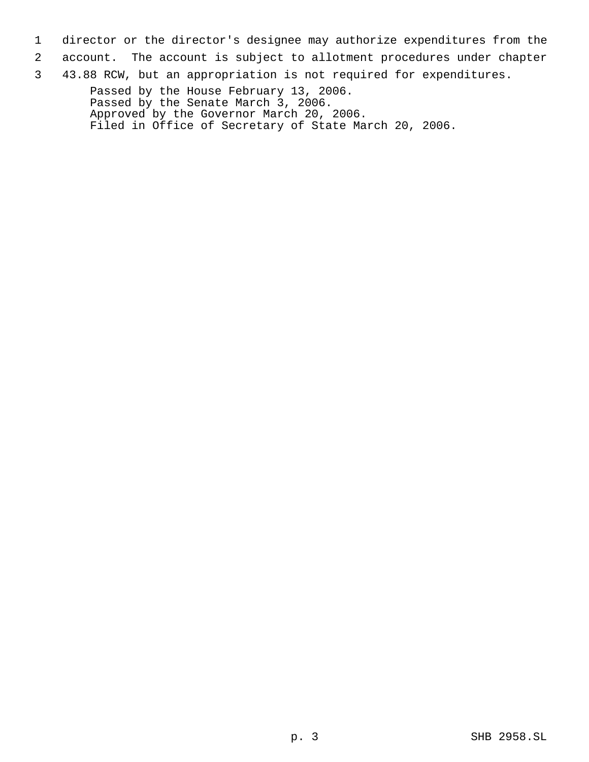director or the director's designee may authorize expenditures from the account. The account is subject to allotment procedures under chapter 43.88 RCW, but an appropriation is not required for expenditures.

Passed by the House February 13, 2006.
Passed by the Senate March 3, 2006.
Approved by the Governor March 20, 2006.
Filed in Office of Secretary of State March 20, 2006.